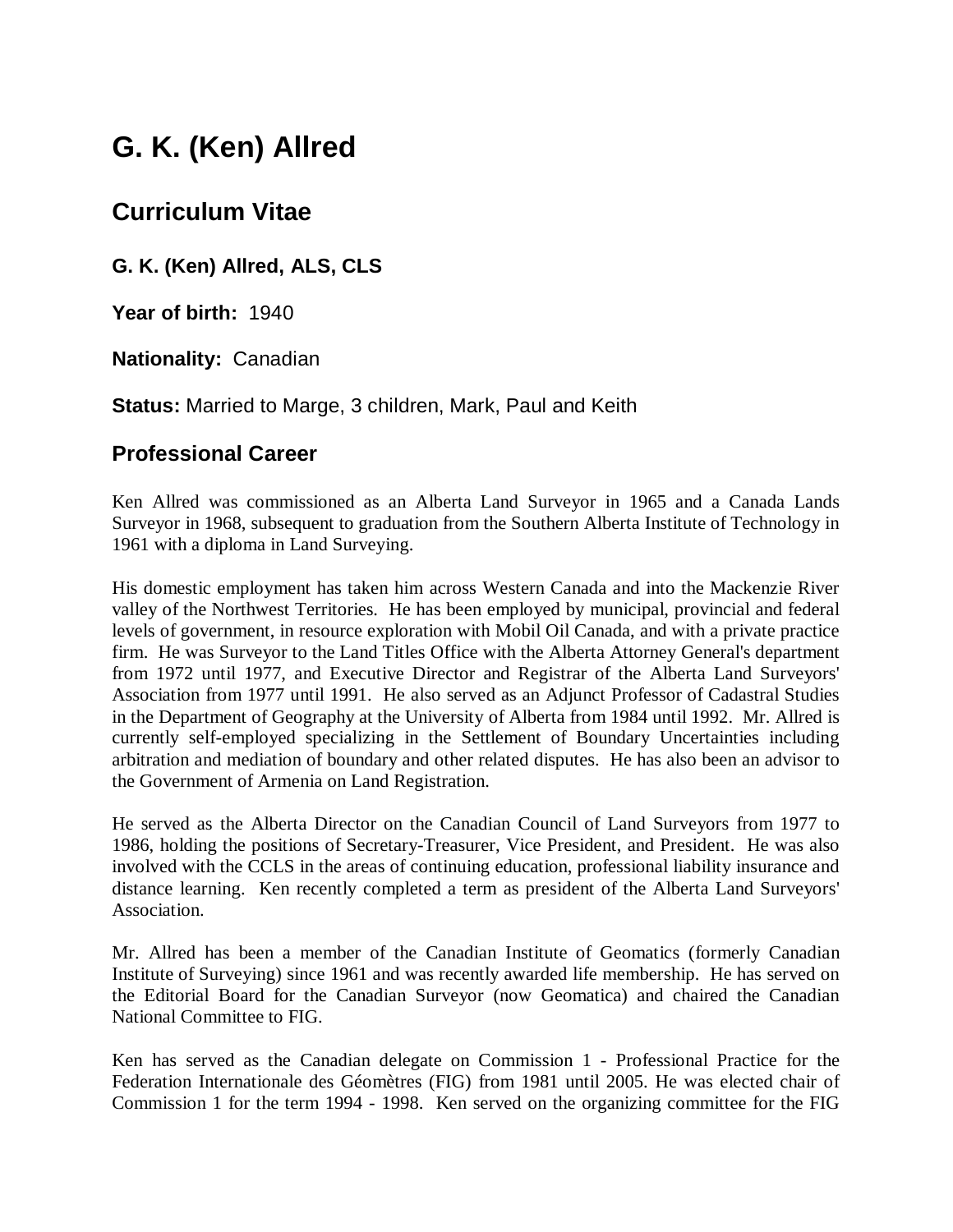# G. K. (Ken) Allred

## Curriculum Vitae

### G. K. (Ken) Allred, ALS, CLS

**Year of birth:** 1940

**Nationality:** Canadian

**Status:** Married to Marge, 3 children, Mark, Paul and Keith

## Professional Career

Ken Allred was commissioned as an Alberta Land Surveyor in 1965 and a Canada Lands Surveyor in 1968, subsequent to graduation from the Southern Alberta Institute of Technology in 1961 with a diploma in Land Surveying.

His domestic employment has taken him across Western Canada and into the Mackenzie River valley of the Northwest Territories. He has been employed by municipal, provincial and federal levels of government, in resource exploration with Mobil Oil Canada, and with a private practice firm. He was Surveyor to the Land Titles Office with the Alberta Attorney General's department from 1972 until 1977, and Executive Director and Registrar of the Alberta Land Surveyors' Association from 1977 until 1991. He also served as an Adjunct Professor of Cadastral Studies in the Department of Geography at the University of Alberta from 1984 until 1992. Mr. Allred is currently self-employed specializing in the Settlement of Boundary Uncertainties including arbitration and mediation of boundary and other related disputes. He has also been an advisor to the Government of Armenia on Land Registration.

He served as the Alberta Director on the Canadian Council of Land Surveyors from 1977 to 1986, holding the positions of Secretary-Treasurer, Vice President, and President. He was also involved with the CCLS in the areas of continuing education, professional liability insurance and distance learning. Ken recently completed a term as president of the Alberta Land Surveyors' Association.

Mr. Allred has been a member of the Canadian Institute of Geomatics (formerly Canadian Institute of Surveying) since 1961 and was recently awarded life membership. He has served on the Editorial Board for the Canadian Surveyor (now Geomatica) and chaired the Canadian National Committee to FIG.

Ken has served as the Canadian delegate on Commission 1 - Professional Practice for the Federation Internationale des Géomètres (FIG) from 1981 until 2005. He was elected chair of Commission 1 for the term 1994 - 1998. Ken served on the organizing committee for the FIG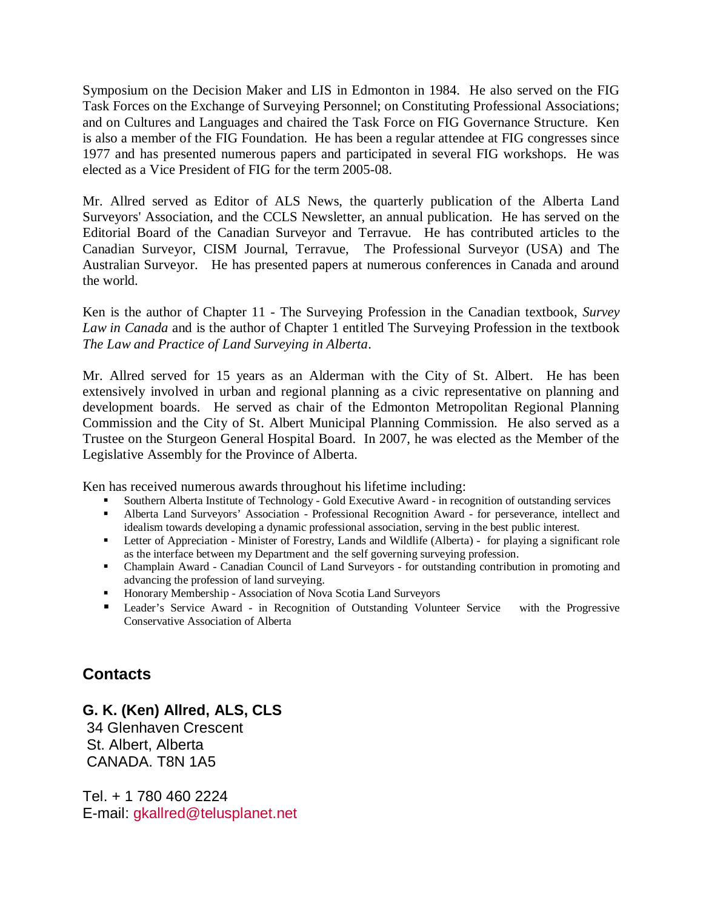Symposium on the Decision Maker and LIS in Edmonton in 1984. He also served on the FIG Task Forces on the Exchange of Surveying Personnel; on Constituting Professional Associations; and on Cultures and Languages and chaired the Task Force on FIG Governance Structure. Ken is also a member of the FIG Foundation. He has been a regular attendee at FIG congresses since 1977 and has presented numerous papers and participated in several FIG workshops. He was elected as a Vice President of FIG for the term 2005-08.

Mr. Allred served as Editor of ALS News, the quarterly publication of the Alberta Land Surveyors' Association, and the CCLS Newsletter, an annual publication. He has served on the Editorial Board of the Canadian Surveyor and Terravue. He has contributed articles to the Canadian Surveyor, CISM Journal, Terravue, The Professional Surveyor (USA) and The Australian Surveyor. He has presented papers at numerous conferences in Canada and around the world.

Ken is the author of Chapter 11 - The Surveying Profession in the Canadian textbook, *Survey Law in Canada* and is the author of Chapter 1 entitled The Surveying Profession in the textbook *The Law and Practice of Land Surveying in Alberta*.

Mr. Allred served for 15 years as an Alderman with the City of St. Albert. He has been extensively involved in urban and regional planning as a civic representative on planning and development boards. He served as chair of the Edmonton Metropolitan Regional Planning Commission and the City of St. Albert Municipal Planning Commission. He also served as a Trustee on the Sturgeon General Hospital Board. In 2007, he was elected as the Member of the Legislative Assembly for the Province of Alberta.

Ken has received numerous awards throughout his lifetime including:

- Southern Alberta Institute of Technology - Gold Executive Award - in recognition of outstanding services
- Alberta Land Surveyors' Association - Professional Recognition Award - for perseverance, intellect and idealism towards developing a dynamic professional association, serving in the best public interest.
- Letter of Appreciation - Minister of Forestry, Lands and Wildlife (Alberta) - for playing a significant role as the interface between my Department and the self governing surveying profession.
- Champlain Award - Canadian Council of Land Surveyors - for outstanding contribution in promoting and advancing the profession of land surveying.
- Honorary Membership - Association of Nova Scotia Land Surveyors
- Leader's Service Award - in Recognition of Outstanding Volunteer Service with the Progressive Conservative Association of Alberta

## Contacts

**G. K. (Ken) Allred, ALS, CLS**
34 Glenhaven Crescent
St. Albert, Alberta
CANADA. T8N 1A5

Tel. + 1 780 460 2224
E-mail: gkallred@telusplanet.net